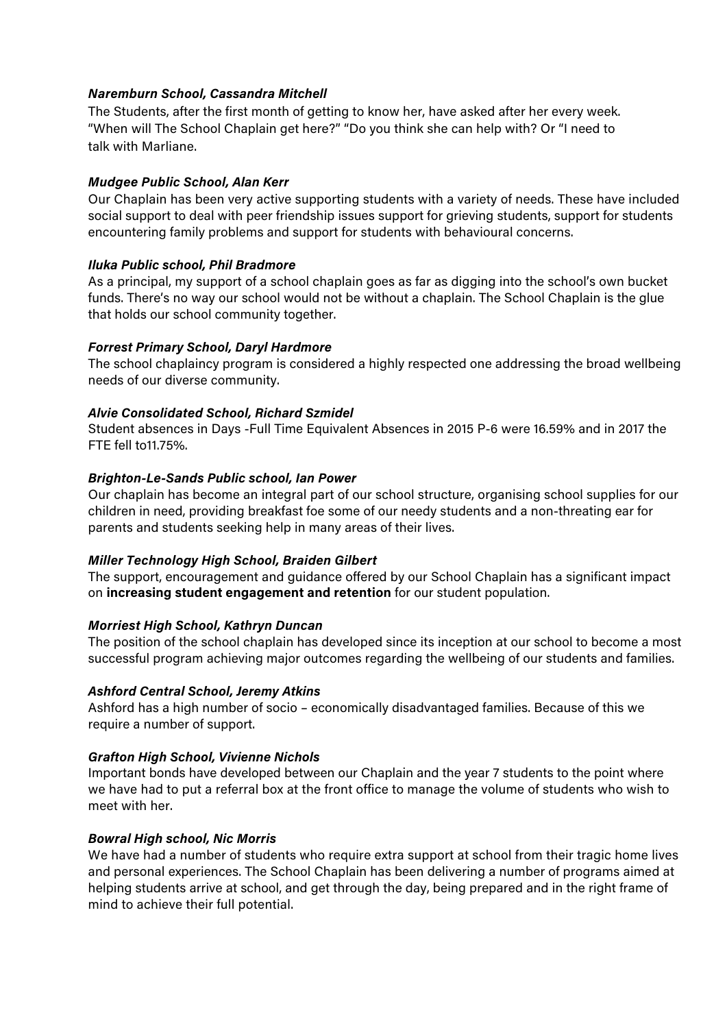***Naremburn School, Cassandra Mitchell***

The Students, after the first month of getting to know her, have asked after her every week. "When will The School Chaplain get here?" "Do you think she can help with? Or "I need to talk with Marliane.

***Mudgee Public School, Alan Kerr***

Our Chaplain has been very active supporting students with a variety of needs. These have included social support to deal with peer friendship issues support for grieving students, support for students encountering family problems and support for students with behavioural concerns.

***Iluka Public school, Phil Bradmore***

As a principal, my support of a school chaplain goes as far as digging into the school's own bucket funds. There's no way our school would not be without a chaplain. The School Chaplain is the glue that holds our school community together.

***Forrest Primary School, Daryl Hardmore***

The school chaplaincy program is considered a highly respected one addressing the broad wellbeing needs of our diverse community.

***Alvie Consolidated School, Richard Szmidel***

Student absences in Days -Full Time Equivalent Absences in 2015 P-6 were 16.59% and in 2017 the FTE fell to11.75%.

***Brighton-Le-Sands Public school, Ian Power***

Our chaplain has become an integral part of our school structure, organising school supplies for our children in need, providing breakfast foe some of our needy students and a non-threating ear for parents and students seeking help in many areas of their lives.

***Miller Technology High School, Braiden Gilbert***

The support, encouragement and guidance offered by our School Chaplain has a significant impact on **increasing student engagement and retention** for our student population.

***Morriest High School, Kathryn Duncan***

The position of the school chaplain has developed since its inception at our school to become a most successful program achieving major outcomes regarding the wellbeing of our students and families.

***Ashford Central School, Jeremy Atkins***

Ashford has a high number of socio – economically disadvantaged families. Because of this we require a number of support.

***Grafton High School, Vivienne Nichols***

Important bonds have developed between our Chaplain and the year 7 students to the point where we have had to put a referral box at the front office to manage the volume of students who wish to meet with her.

***Bowral High school, Nic Morris***

We have had a number of students who require extra support at school from their tragic home lives and personal experiences. The School Chaplain has been delivering a number of programs aimed at helping students arrive at school, and get through the day, being prepared and in the right frame of mind to achieve their full potential.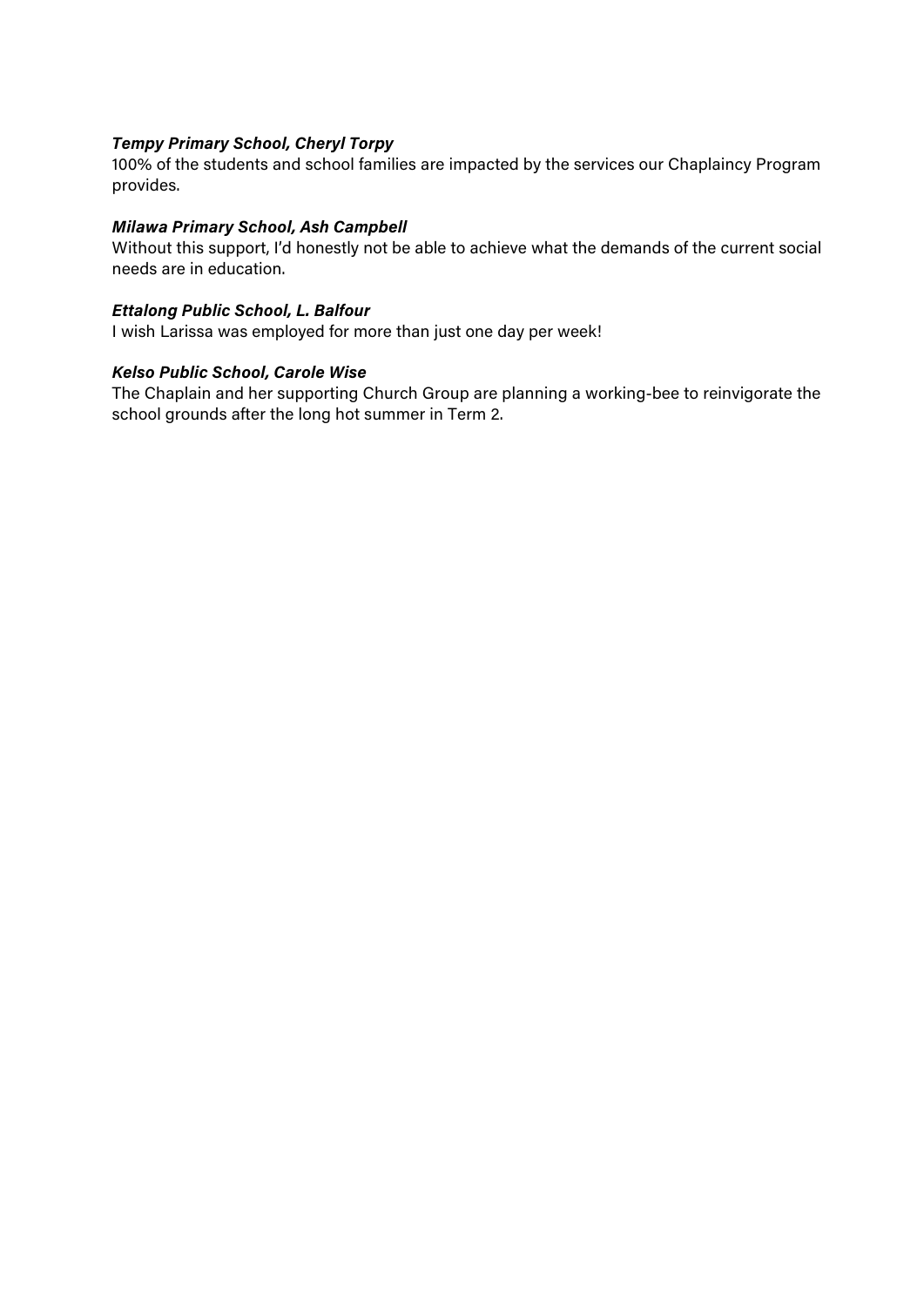***Tempy Primary School, Cheryl Torpy***
100% of the students and school families are impacted by the services our Chaplaincy Program provides.

***Milawa Primary School, Ash Campbell***
Without this support, I'd honestly not be able to achieve what the demands of the current social needs are in education.

***Ettalong Public School, L. Balfour***
I wish Larissa was employed for more than just one day per week!

***Kelso Public School, Carole Wise***
The Chaplain and her supporting Church Group are planning a working-bee to reinvigorate the school grounds after the long hot summer in Term 2.